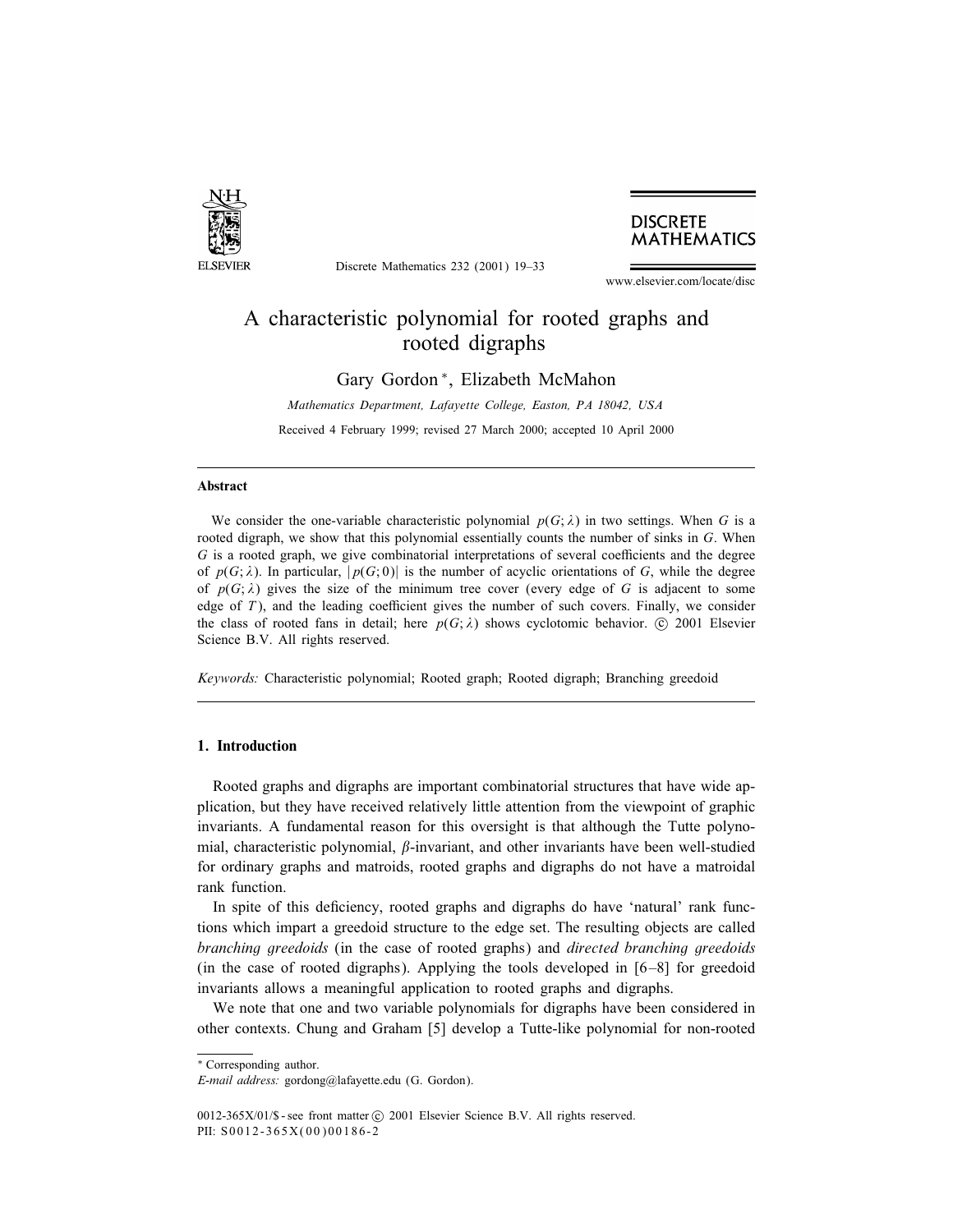# A characteristic polynomial for rooted graphs and rooted digraphs

Gary Gordon *, Elizabeth McMahon

*Mathematics Department, Lafayette College, Easton, PA 18042, USA*

Received 4 February 1999; revised 27 March 2000; accepted 10 April 2000

---

### Abstract

We consider the one-variable characteristic polynomial $p(G;\lambda)$ in two settings. When $G$ is a rooted digraph, we show that this polynomial essentially counts the number of sinks in $G$. When $G$ is a rooted graph, we give combinatorial interpretations of several coefficients and the degree of $p(G;\lambda)$. In particular, $|p(G;0)|$ is the number of acyclic orientations of $G$, while the degree of $p(G;\lambda)$ gives the size of the minimum tree cover (every edge of $G$ is adjacent to some edge of $T$), and the leading coefficient gives the number of such covers. Finally, we consider the class of rooted fans in detail; here $p(G;\lambda)$ shows cyclotomic behavior. © 2001 Elsevier Science B.V. All rights reserved.

*Keywords:* Characteristic polynomial; Rooted graph; Rooted digraph; Branching greedoid

---

## 1. Introduction

Rooted graphs and digraphs are important combinatorial structures that have wide application, but they have received relatively little attention from the viewpoint of graphic invariants. A fundamental reason for this oversight is that although the Tutte polynomial, characteristic polynomial, $\beta$-invariant, and other invariants have been well-studied for ordinary graphs and matroids, rooted graphs and digraphs do not have a matroidal rank function.

In spite of this deficiency, rooted graphs and digraphs do have 'natural' rank functions which impart a greedoid structure to the edge set. The resulting objects are called *branching greedoids* (in the case of rooted graphs) and *directed branching greedoids* (in the case of rooted digraphs). Applying the tools developed in [6–8] for greedoid invariants allows a meaningful application to rooted graphs and digraphs.

We note that one and two variable polynomials for digraphs have been considered in other contexts. Chung and Graham [5] develop a Tutte-like polynomial for non-rooted

---

* Corresponding author.
*E-mail address:* gordong@lafayette.edu (G. Gordon).

0012-365X/01/$ - see front matter © 2001 Elsevier Science B.V. All rights reserved.
PII: S0012-365X(00)00186-2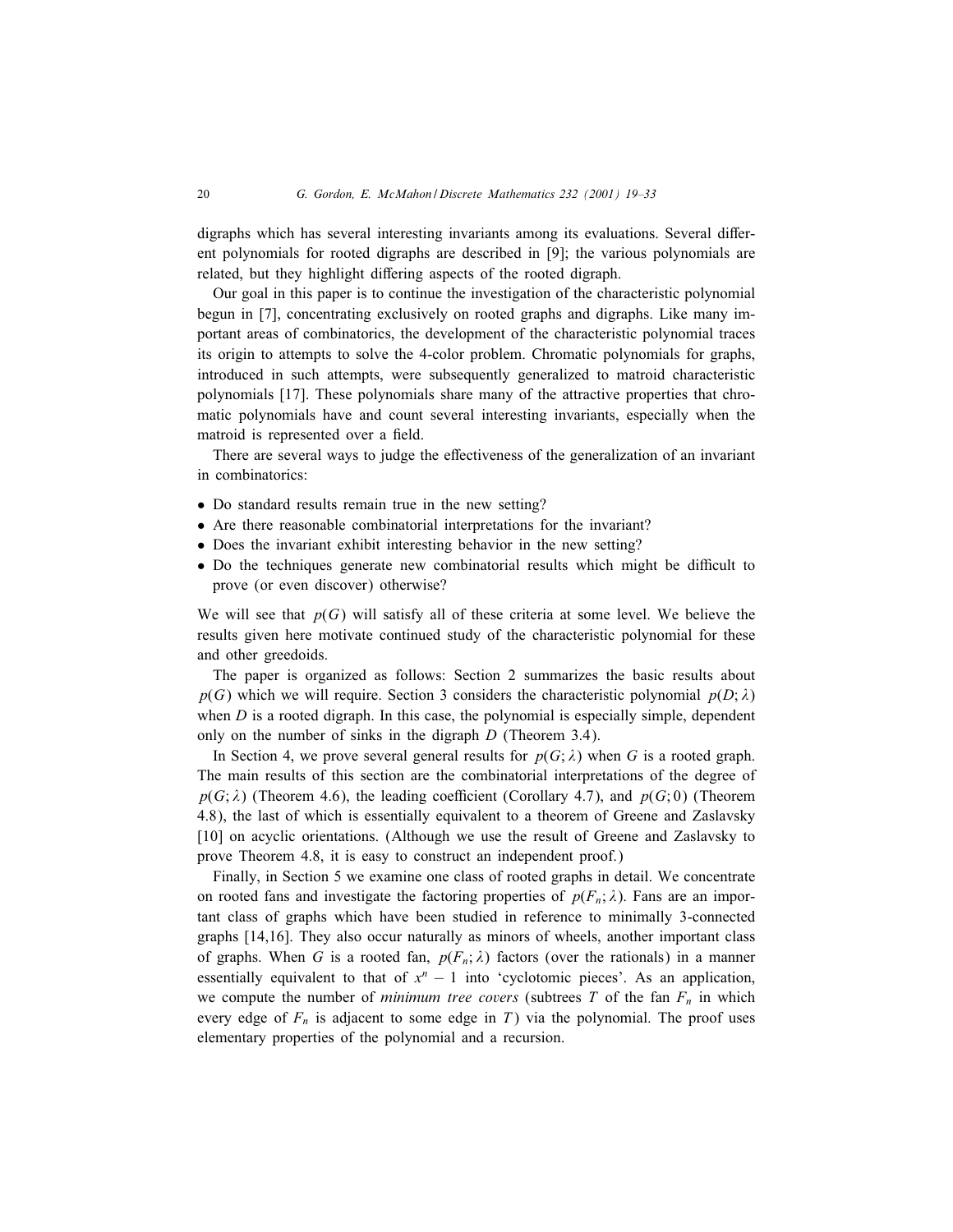digraphs which has several interesting invariants among its evaluations. Several different polynomials for rooted digraphs are described in [9]; the various polynomials are related, but they highlight differing aspects of the rooted digraph.

Our goal in this paper is to continue the investigation of the characteristic polynomial begun in [7], concentrating exclusively on rooted graphs and digraphs. Like many important areas of combinatorics, the development of the characteristic polynomial traces its origin to attempts to solve the 4-color problem. Chromatic polynomials for graphs, introduced in such attempts, were subsequently generalized to matroid characteristic polynomials [17]. These polynomials share many of the attractive properties that chromatic polynomials have and count several interesting invariants, especially when the matroid is represented over a field.

There are several ways to judge the effectiveness of the generalization of an invariant in combinatorics:

- Do standard results remain true in the new setting?
- Are there reasonable combinatorial interpretations for the invariant?
- Does the invariant exhibit interesting behavior in the new setting?
- Do the techniques generate new combinatorial results which might be difficult to prove (or even discover) otherwise?

We will see that $p(G)$ will satisfy all of these criteria at some level. We believe the results given here motivate continued study of the characteristic polynomial for these and other greedoids.

The paper is organized as follows: Section 2 summarizes the basic results about $p(G)$ which we will require. Section 3 considers the characteristic polynomial $p(D;\lambda)$ when $D$ is a rooted digraph. In this case, the polynomial is especially simple, dependent only on the number of sinks in the digraph $D$ (Theorem 3.4).

In Section 4, we prove several general results for $p(G;\lambda)$ when $G$ is a rooted graph. The main results of this section are the combinatorial interpretations of the degree of $p(G;\lambda)$ (Theorem 4.6), the leading coefficient (Corollary 4.7), and $p(G;0)$ (Theorem 4.8), the last of which is essentially equivalent to a theorem of Greene and Zaslavsky [10] on acyclic orientations. (Although we use the result of Greene and Zaslavsky to prove Theorem 4.8, it is easy to construct an independent proof.)

Finally, in Section 5 we examine one class of rooted graphs in detail. We concentrate on rooted fans and investigate the factoring properties of $p(F_n;\lambda)$. Fans are an important class of graphs which have been studied in reference to minimally 3-connected graphs [14,16]. They also occur naturally as minors of wheels, another important class of graphs. When $G$ is a rooted fan, $p(F_n;\lambda)$ factors (over the rationals) in a manner essentially equivalent to that of $x^n - 1$ into 'cyclotomic pieces'. As an application, we compute the number of *minimum tree covers* (subtrees $T$ of the fan $F_n$ in which every edge of $F_n$ is adjacent to some edge in $T$) via the polynomial. The proof uses elementary properties of the polynomial and a recursion.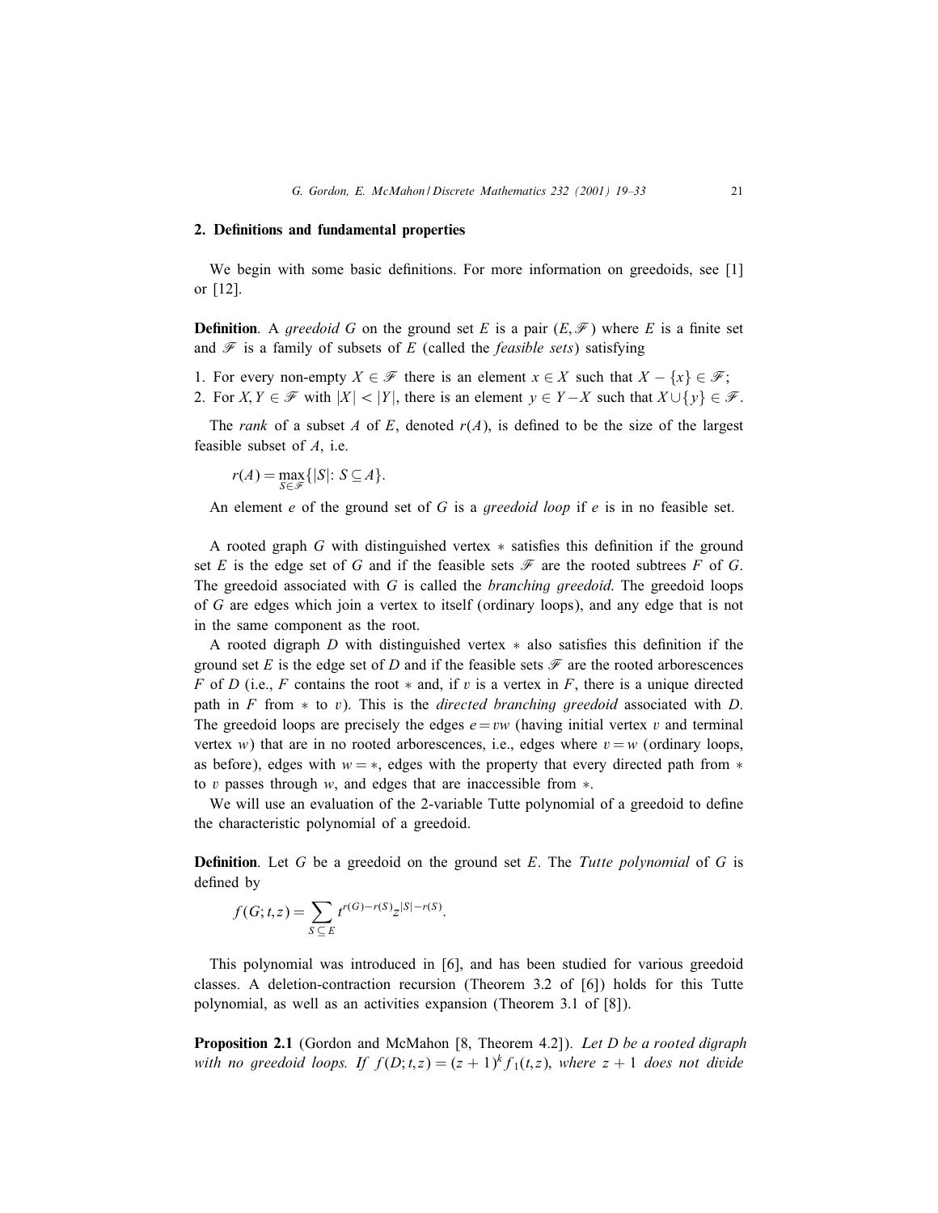## 2. Definitions and fundamental properties

We begin with some basic definitions. For more information on greedoids, see [1] or [12].

**Definition**. A *greedoid* $G$ on the ground set $E$ is a pair $(E, \mathscr{F})$ where $E$ is a finite set and $\mathscr{F}$ is a family of subsets of $E$ (called the *feasible sets*) satisfying

1. For every non-empty $X \in \mathscr{F}$ there is an element $x \in X$ such that $X - \{x\} \in \mathscr{F}$;
2. For $X, Y \in \mathscr{F}$ with $|X| < |Y|$, there is an element $y \in Y - X$ such that $X \cup \{y\} \in \mathscr{F}$.

The *rank* of a subset $A$ of $E$, denoted $r(A)$, is defined to be the size of the largest feasible subset of $A$, i.e.

$$r(A) = \max_{S \in \mathscr{F}} \{|S|: S \subseteq A\}.$$

An element $e$ of the ground set of $G$ is a *greedoid loop* if $e$ is in no feasible set.

A rooted graph $G$ with distinguished vertex $*$ satisfies this definition if the ground set $E$ is the edge set of $G$ and if the feasible sets $\mathscr{F}$ are the rooted subtrees $F$ of $G$. The greedoid associated with $G$ is called the *branching greedoid*. The greedoid loops of $G$ are edges which join a vertex to itself (ordinary loops), and any edge that is not in the same component as the root.

A rooted digraph $D$ with distinguished vertex $*$ also satisfies this definition if the ground set $E$ is the edge set of $D$ and if the feasible sets $\mathscr{F}$ are the rooted arborescences $F$ of $D$ (i.e., $F$ contains the root $*$ and, if $v$ is a vertex in $F$, there is a unique directed path in $F$ from $*$ to $v$). This is the *directed branching greedoid* associated with $D$. The greedoid loops are precisely the edges $e = vw$ (having initial vertex $v$ and terminal vertex $w$) that are in no rooted arborescences, i.e., edges where $v = w$ (ordinary loops, as before), edges with $w = *$, edges with the property that every directed path from $*$ to $v$ passes through $w$, and edges that are inaccessible from $*$.

We will use an evaluation of the 2-variable Tutte polynomial of a greedoid to define the characteristic polynomial of a greedoid.

**Definition**. Let $G$ be a greedoid on the ground set $E$. The *Tutte polynomial* of $G$ is defined by

$$f(G; t, z) = \sum_{S \subseteq E} t^{r(G) - r(S)} z^{|S| - r(S)}.$$

This polynomial was introduced in [6], and has been studied for various greedoid classes. A deletion-contraction recursion (Theorem 3.2 of [6]) holds for this Tutte polynomial, as well as an activities expansion (Theorem 3.1 of [8]).

**Proposition 2.1** (Gordon and McMahon [8, Theorem 4.2]). *Let $D$ be a rooted digraph with no greedoid loops. If $f(D; t, z) = (z + 1)^k f_1(t, z)$, where $z + 1$ does not divide*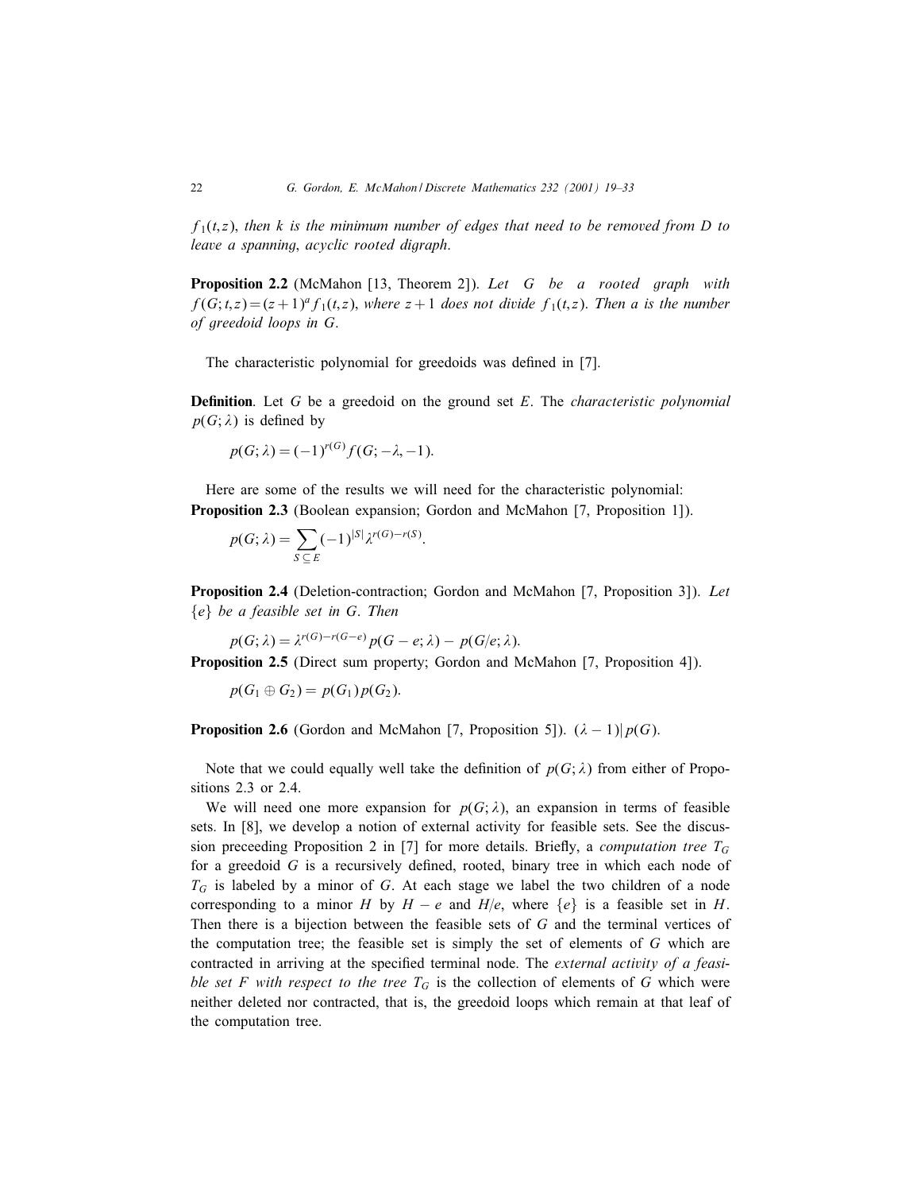$f_1(t,z)$, *then* $k$ *is the minimum number of edges that need to be removed from* $D$ *to leave a spanning, acyclic rooted digraph.*

**Proposition 2.2** (McMahon [13, Theorem 2]). *Let* $G$ *be a rooted graph with* $f(G;t,z)=(z+1)^a f_1(t,z)$, *where* $z+1$ *does not divide* $f_1(t,z)$. *Then* $a$ *is the number of greedoid loops in* $G$.

The characteristic polynomial for greedoids was defined in [7].

**Definition**. Let $G$ be a greedoid on the ground set $E$. The *characteristic polynomial* $p(G;\lambda)$ is defined by

$$p(G;\lambda) = (-1)^{r(G)} f(G; -\lambda, -1).$$

Here are some of the results we will need for the characteristic polynomial:

**Proposition 2.3** (Boolean expansion; Gordon and McMahon [7, Proposition 1]).

$$p(G;\lambda) = \sum_{S \subseteq E} (-1)^{|S|} \lambda^{r(G)-r(S)}.$$

**Proposition 2.4** (Deletion-contraction; Gordon and McMahon [7, Proposition 3]). *Let* $\{e\}$ *be a feasible set in* $G$. *Then*

$$p(G;\lambda) = \lambda^{r(G)-r(G-e)} p(G-e;\lambda) - p(G/e;\lambda).$$

**Proposition 2.5** (Direct sum property; Gordon and McMahon [7, Proposition 4]).

$$p(G_1 \oplus G_2) = p(G_1)p(G_2).$$

**Proposition 2.6** (Gordon and McMahon [7, Proposition 5]). $(\lambda - 1) | p(G)$.

Note that we could equally well take the definition of $p(G;\lambda)$ from either of Propositions 2.3 or 2.4.

We will need one more expansion for $p(G;\lambda)$, an expansion in terms of feasible sets. In [8], we develop a notion of external activity for feasible sets. See the discussion preceeding Proposition 2 in [7] for more details. Briefly, a *computation tree* $T_G$ for a greedoid $G$ is a recursively defined, rooted, binary tree in which each node of $T_G$ is labeled by a minor of $G$. At each stage we label the two children of a node corresponding to a minor $H$ by $H-e$ and $H/e$, where $\{e\}$ is a feasible set in $H$. Then there is a bijection between the feasible sets of $G$ and the terminal vertices of the computation tree; the feasible set is simply the set of elements of $G$ which are contracted in arriving at the specified terminal node. The *external activity of a feasible set* $F$ *with respect to the tree* $T_G$ is the collection of elements of $G$ which were neither deleted nor contracted, that is, the greedoid loops which remain at that leaf of the computation tree.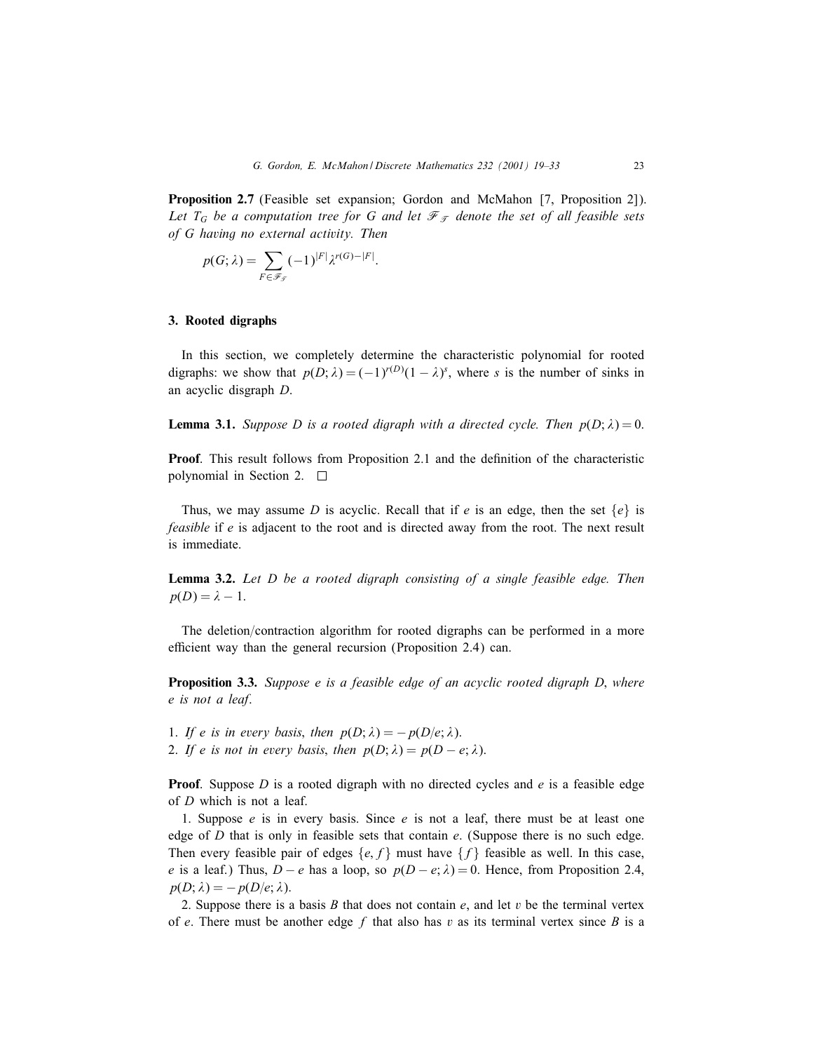**Proposition 2.7** (Feasible set expansion; Gordon and McMahon [7, Proposition 2]). *Let $T_G$ be a computation tree for $G$ and let $\mathscr{F}_{\mathscr{T}}$ denote the set of all feasible sets of $G$ having no external activity. Then*

$$p(G;\lambda) = \sum_{F \in \mathscr{F}_{\mathscr{T}}} (-1)^{|F|} \lambda^{r(G)-|F|}.$$

## 3. Rooted digraphs

In this section, we completely determine the characteristic polynomial for rooted digraphs: we show that $p(D;\lambda) = (-1)^{r(D)}(1-\lambda)^s$, where $s$ is the number of sinks in an acyclic disgraph $D$.

**Lemma 3.1.** *Suppose $D$ is a rooted digraph with a directed cycle. Then $p(D;\lambda) = 0$.*

**Proof**. This result follows from Proposition 2.1 and the definition of the characteristic polynomial in Section 2. $\square$

Thus, we may assume $D$ is acyclic. Recall that if $e$ is an edge, then the set $\{e\}$ is *feasible* if $e$ is adjacent to the root and is directed away from the root. The next result is immediate.

**Lemma 3.2.** *Let $D$ be a rooted digraph consisting of a single feasible edge. Then $p(D) = \lambda - 1$.*

The deletion/contraction algorithm for rooted digraphs can be performed in a more efficient way than the general recursion (Proposition 2.4) can.

**Proposition 3.3.** *Suppose $e$ is a feasible edge of an acyclic rooted digraph $D$, where $e$ is not a leaf.*

1. *If $e$ is in every basis, then $p(D;\lambda) = -p(D/e;\lambda)$.*
2. *If $e$ is not in every basis, then $p(D;\lambda) = p(D-e;\lambda)$.*

**Proof**. Suppose $D$ is a rooted digraph with no directed cycles and $e$ is a feasible edge of $D$ which is not a leaf.

1. Suppose $e$ is in every basis. Since $e$ is not a leaf, there must be at least one edge of $D$ that is only in feasible sets that contain $e$. (Suppose there is no such edge. Then every feasible pair of edges $\{e, f\}$ must have $\{f\}$ feasible as well. In this case, $e$ is a leaf.) Thus, $D-e$ has a loop, so $p(D-e;\lambda) = 0$. Hence, from Proposition 2.4, $p(D;\lambda) = -p(D/e;\lambda)$.

2. Suppose there is a basis $B$ that does not contain $e$, and let $v$ be the terminal vertex of $e$. There must be another edge $f$ that also has $v$ as its terminal vertex since $B$ is a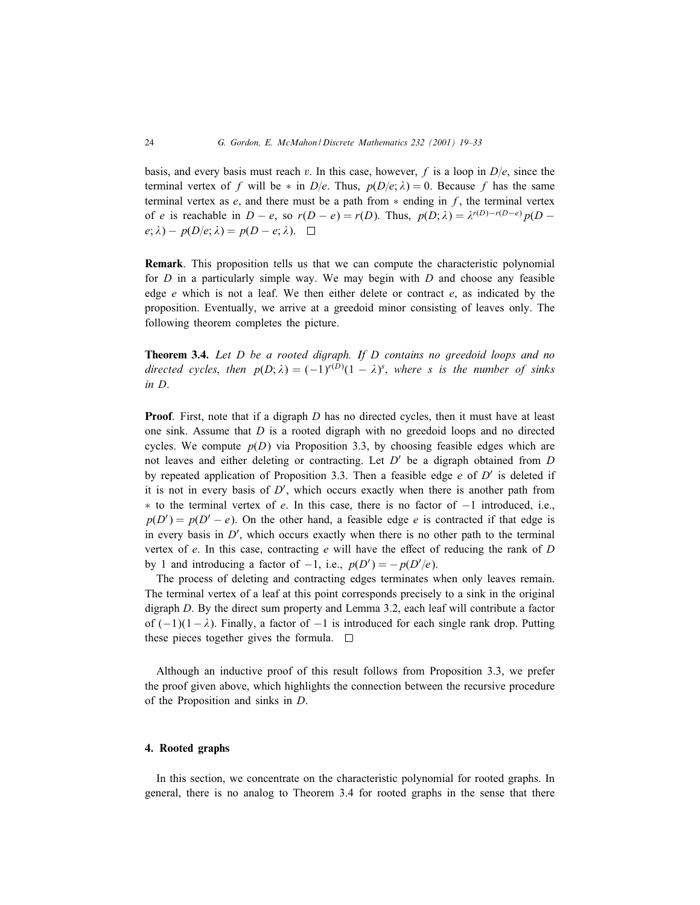basis, and every basis must reach $v$. In this case, however, $f$ is a loop in $D/e$, since the terminal vertex of $f$ will be $*$ in $D/e$. Thus, $p(D/e;\lambda)=0$. Because $f$ has the same terminal vertex as $e$, and there must be a path from $*$ ending in $f$, the terminal vertex of $e$ is reachable in $D-e$, so $r(D-e)=r(D)$. Thus, $p(D;\lambda)=\lambda^{r(D)-r(D-e)}p(D-e;\lambda)-p(D/e;\lambda)=p(D-e;\lambda)$. □

**Remark**. This proposition tells us that we can compute the characteristic polynomial for $D$ in a particularly simple way. We may begin with $D$ and choose any feasible edge $e$ which is not a leaf. We then either delete or contract $e$, as indicated by the proposition. Eventually, we arrive at a greedoid minor consisting of leaves only. The following theorem completes the picture.

**Theorem 3.4.** *Let $D$ be a rooted digraph. If $D$ contains no greedoid loops and no directed cycles, then $p(D;\lambda)=(-1)^{r(D)}(1-\lambda)^s$, where $s$ is the number of sinks in $D$.*

**Proof**. First, note that if a digraph $D$ has no directed cycles, then it must have at least one sink. Assume that $D$ is a rooted digraph with no greedoid loops and no directed cycles. We compute $p(D)$ via Proposition 3.3, by choosing feasible edges which are not leaves and either deleting or contracting. Let $D'$ be a digraph obtained from $D$ by repeated application of Proposition 3.3. Then a feasible edge $e$ of $D'$ is deleted if it is not in every basis of $D'$, which occurs exactly when there is another path from $*$ to the terminal vertex of $e$. In this case, there is no factor of $-1$ introduced, i.e., $p(D')=p(D'-e)$. On the other hand, a feasible edge $e$ is contracted if that edge is in every basis in $D'$, which occurs exactly when there is no other path to the terminal vertex of $e$. In this case, contracting $e$ will have the effect of reducing the rank of $D$ by 1 and introducing a factor of $-1$, i.e., $p(D')=-p(D'/e)$.

The process of deleting and contracting edges terminates when only leaves remain. The terminal vertex of a leaf at this point corresponds precisely to a sink in the original digraph $D$. By the direct sum property and Lemma 3.2, each leaf will contribute a factor of $(-1)(1-\lambda)$. Finally, a factor of $-1$ is introduced for each single rank drop. Putting these pieces together gives the formula. □

Although an inductive proof of this result follows from Proposition 3.3, we prefer the proof given above, which highlights the connection between the recursive procedure of the Proposition and sinks in $D$.

## 4. Rooted graphs

In this section, we concentrate on the characteristic polynomial for rooted graphs. In general, there is no analog to Theorem 3.4 for rooted graphs in the sense that there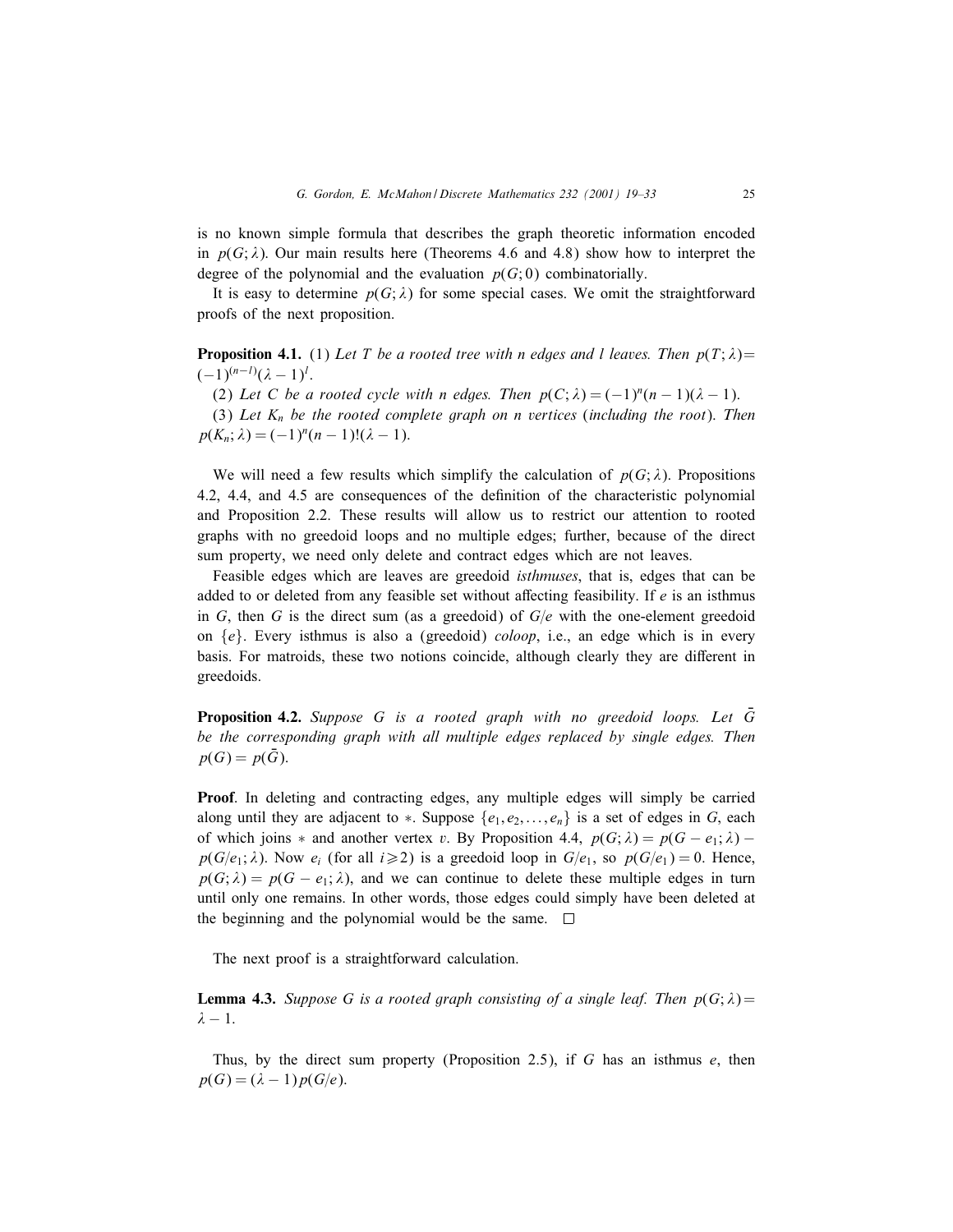is no known simple formula that describes the graph theoretic information encoded in $p(G;\lambda)$. Our main results here (Theorems 4.6 and 4.8) show how to interpret the degree of the polynomial and the evaluation $p(G;0)$ combinatorially.

It is easy to determine $p(G;\lambda)$ for some special cases. We omit the straightforward proofs of the next proposition.

**Proposition 4.1.** (1) *Let $T$ be a rooted tree with $n$ edges and $l$ leaves. Then* $p(T;\lambda) = (-1)^{(n-l)}(\lambda-1)^l$.

(2) *Let $C$ be a rooted cycle with $n$ edges. Then* $p(C;\lambda) = (-1)^n(n-1)(\lambda-1)$.

(3) *Let $K_n$ be the rooted complete graph on $n$ vertices* (*including the root*). *Then* $p(K_n;\lambda) = (-1)^n(n-1)!(\lambda-1)$.

We will need a few results which simplify the calculation of $p(G;\lambda)$. Propositions 4.2, 4.4, and 4.5 are consequences of the definition of the characteristic polynomial and Proposition 2.2. These results will allow us to restrict our attention to rooted graphs with no greedoid loops and no multiple edges; further, because of the direct sum property, we need only delete and contract edges which are not leaves.

Feasible edges which are leaves are greedoid *isthmuses*, that is, edges that can be added to or deleted from any feasible set without affecting feasibility. If $e$ is an isthmus in $G$, then $G$ is the direct sum (as a greedoid) of $G/e$ with the one-element greedoid on $\{e\}$. Every isthmus is also a (greedoid) *coloop*, i.e., an edge which is in every basis. For matroids, these two notions coincide, although clearly they are different in greedoids.

**Proposition 4.2.** *Suppose $G$ is a rooted graph with no greedoid loops. Let $\bar{G}$ be the corresponding graph with all multiple edges replaced by single edges. Then* $p(G) = p(\bar{G})$.

**Proof**. In deleting and contracting edges, any multiple edges will simply be carried along until they are adjacent to $*$. Suppose $\{e_1, e_2, \ldots, e_n\}$ is a set of edges in $G$, each of which joins $*$ and another vertex $v$. By Proposition 4.4, $p(G;\lambda) = p(G-e_1;\lambda) - p(G/e_1;\lambda)$. Now $e_i$ (for all $i \geqslant 2$) is a greedoid loop in $G/e_1$, so $p(G/e_1) = 0$. Hence, $p(G;\lambda) = p(G-e_1;\lambda)$, and we can continue to delete these multiple edges in turn until only one remains. In other words, those edges could simply have been deleted at the beginning and the polynomial would be the same. $\square$

The next proof is a straightforward calculation.

**Lemma 4.3.** *Suppose $G$ is a rooted graph consisting of a single leaf. Then* $p(G;\lambda) = \lambda - 1$.

Thus, by the direct sum property (Proposition 2.5), if $G$ has an isthmus $e$, then $p(G) = (\lambda-1)p(G/e)$.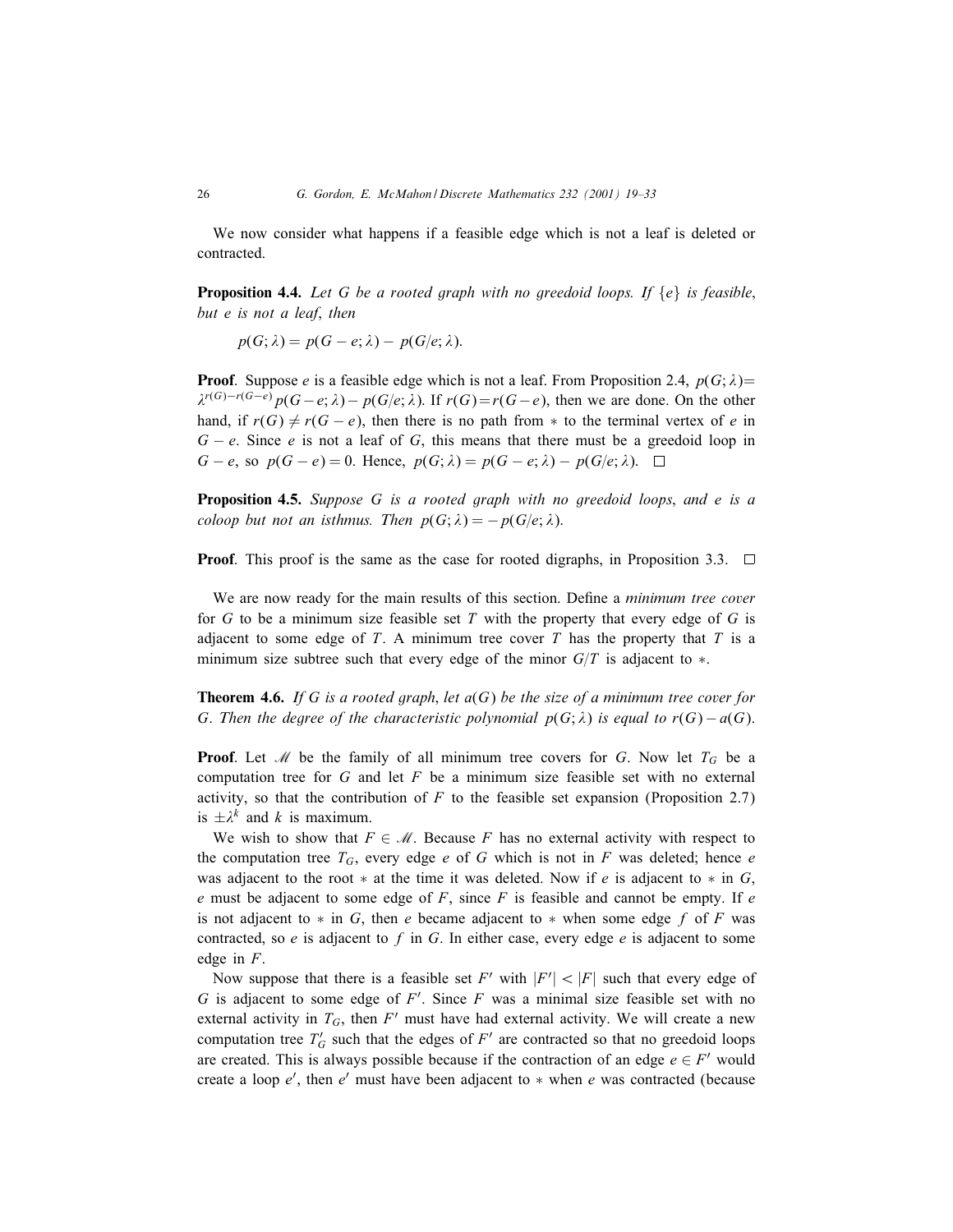We now consider what happens if a feasible edge which is not a leaf is deleted or contracted.

**Proposition 4.4.** *Let $G$ be a rooted graph with no greedoid loops. If $\{e\}$ is feasible, but $e$ is not a leaf, then*

$$p(G;\lambda) = p(G-e;\lambda) - p(G/e;\lambda).$$

**Proof**. Suppose $e$ is a feasible edge which is not a leaf. From Proposition 2.4, $p(G;\lambda) = \lambda^{r(G)-r(G-e)}p(G-e;\lambda) - p(G/e;\lambda)$. If $r(G)=r(G-e)$, then we are done. On the other hand, if $r(G) \neq r(G-e)$, then there is no path from $*$ to the terminal vertex of $e$ in $G-e$. Since $e$ is not a leaf of $G$, this means that there must be a greedoid loop in $G-e$, so $p(G-e)=0$. Hence, $p(G;\lambda) = p(G-e;\lambda) - p(G/e;\lambda)$. □

**Proposition 4.5.** *Suppose $G$ is a rooted graph with no greedoid loops, and $e$ is a coloop but not an isthmus. Then $p(G;\lambda) = -p(G/e;\lambda)$.*

**Proof**. This proof is the same as the case for rooted digraphs, in Proposition 3.3. □

We are now ready for the main results of this section. Define a *minimum tree cover* for $G$ to be a minimum size feasible set $T$ with the property that every edge of $G$ is adjacent to some edge of $T$. A minimum tree cover $T$ has the property that $T$ is a minimum size subtree such that every edge of the minor $G/T$ is adjacent to $*$.

**Theorem 4.6.** *If $G$ is a rooted graph, let $a(G)$ be the size of a minimum tree cover for $G$. Then the degree of the characteristic polynomial $p(G;\lambda)$ is equal to $r(G)-a(G)$.*

**Proof**. Let $\mathscr{M}$ be the family of all minimum tree covers for $G$. Now let $T_G$ be a computation tree for $G$ and let $F$ be a minimum size feasible set with no external activity, so that the contribution of $F$ to the feasible set expansion (Proposition 2.7) is $\pm\lambda^k$ and $k$ is maximum.

We wish to show that $F \in \mathscr{M}$. Because $F$ has no external activity with respect to the computation tree $T_G$, every edge $e$ of $G$ which is not in $F$ was deleted; hence $e$ was adjacent to the root $*$ at the time it was deleted. Now if $e$ is adjacent to $*$ in $G$, $e$ must be adjacent to some edge of $F$, since $F$ is feasible and cannot be empty. If $e$ is not adjacent to $*$ in $G$, then $e$ became adjacent to $*$ when some edge $f$ of $F$ was contracted, so $e$ is adjacent to $f$ in $G$. In either case, every edge $e$ is adjacent to some edge in $F$.

Now suppose that there is a feasible set $F'$ with $|F'| < |F|$ such that every edge of $G$ is adjacent to some edge of $F'$. Since $F$ was a minimal size feasible set with no external activity in $T_G$, then $F'$ must have had external activity. We will create a new computation tree $T'_G$ such that the edges of $F'$ are contracted so that no greedoid loops are created. This is always possible because if the contraction of an edge $e \in F'$ would create a loop $e'$, then $e'$ must have been adjacent to $*$ when $e$ was contracted (because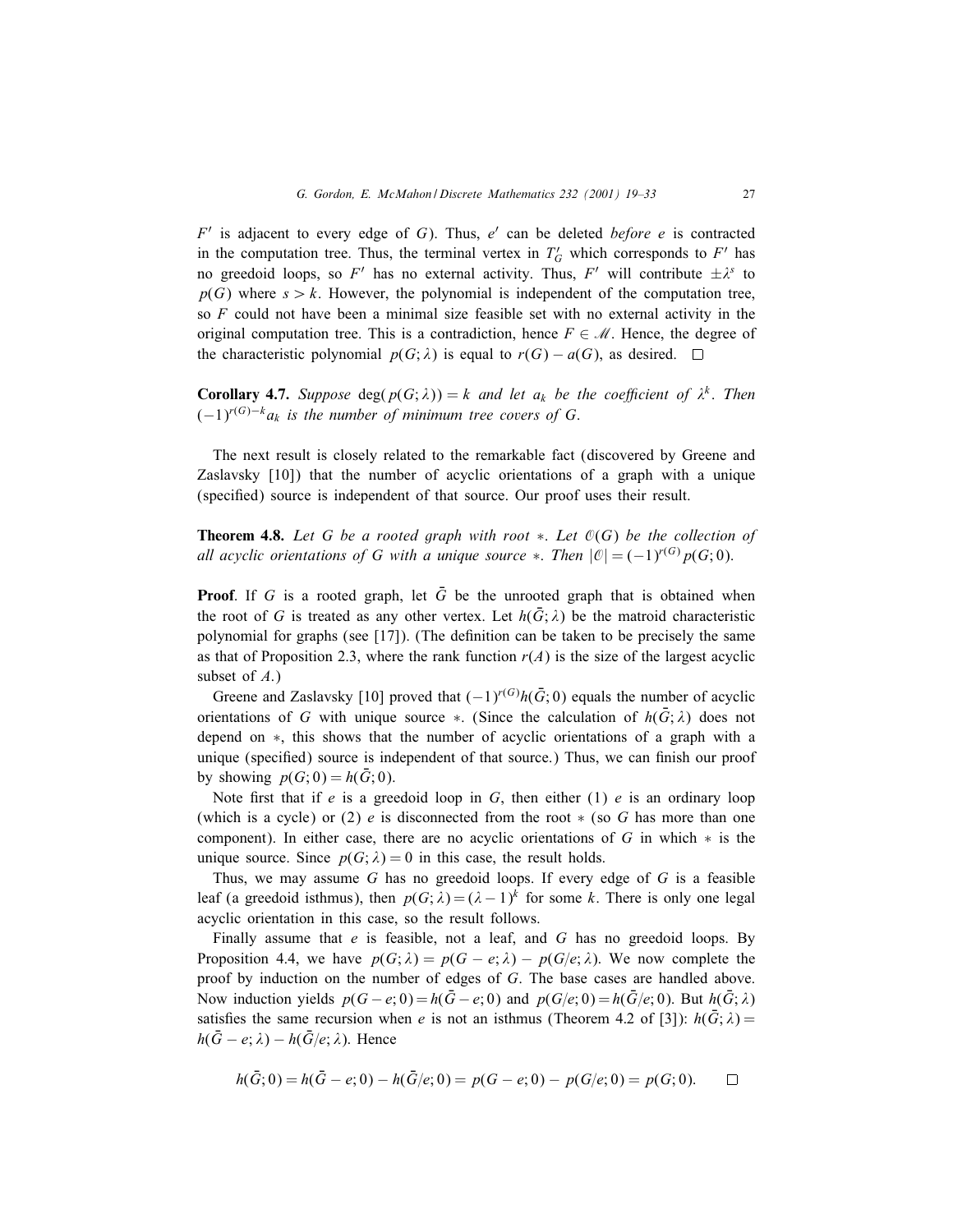$F'$ is adjacent to every edge of $G$). Thus, $e'$ can be deleted *before* $e$ is contracted in the computation tree. Thus, the terminal vertex in $T'_G$ which corresponds to $F'$ has no greedoid loops, so $F'$ has no external activity. Thus, $F'$ will contribute $\pm\lambda^s$ to $p(G)$ where $s > k$. However, the polynomial is independent of the computation tree, so $F$ could not have been a minimal size feasible set with no external activity in the original computation tree. This is a contradiction, hence $F \in \mathscr{M}$. Hence, the degree of the characteristic polynomial $p(G;\lambda)$ is equal to $r(G) - a(G)$, as desired. $\square$

**Corollary 4.7.** *Suppose* $\deg(p(G;\lambda)) = k$ *and let* $a_k$ *be the coefficient of* $\lambda^k$. *Then* $(-1)^{r(G)-k}a_k$ *is the number of minimum tree covers of* $G$.

The next result is closely related to the remarkable fact (discovered by Greene and Zaslavsky [10]) that the number of acyclic orientations of a graph with a unique (specified) source is independent of that source. Our proof uses their result.

**Theorem 4.8.** *Let* $G$ *be a rooted graph with root* $*$. *Let* $\mathscr{O}(G)$ *be the collection of all acyclic orientations of* $G$ *with a unique source* $*$. *Then* $|\mathscr{O}| = (-1)^{r(G)}p(G;0)$.

**Proof**. If $G$ is a rooted graph, let $\bar{G}$ be the unrooted graph that is obtained when the root of $G$ is treated as any other vertex. Let $h(\bar{G};\lambda)$ be the matroid characteristic polynomial for graphs (see [17]). (The definition can be taken to be precisely the same as that of Proposition 2.3, where the rank function $r(A)$ is the size of the largest acyclic subset of $A$.)

Greene and Zaslavsky [10] proved that $(-1)^{r(G)}h(\bar{G};0)$ equals the number of acyclic orientations of $G$ with unique source $*$. (Since the calculation of $h(\bar{G};\lambda)$ does not depend on $*$, this shows that the number of acyclic orientations of a graph with a unique (specified) source is independent of that source.) Thus, we can finish our proof by showing $p(G;0) = h(\bar{G};0)$.

Note first that if $e$ is a greedoid loop in $G$, then either (1) $e$ is an ordinary loop (which is a cycle) or (2) $e$ is disconnected from the root $*$ (so $G$ has more than one component). In either case, there are no acyclic orientations of $G$ in which $*$ is the unique source. Since $p(G;\lambda) = 0$ in this case, the result holds.

Thus, we may assume $G$ has no greedoid loops. If every edge of $G$ is a feasible leaf (a greedoid isthmus), then $p(G;\lambda) = (\lambda - 1)^k$ for some $k$. There is only one legal acyclic orientation in this case, so the result follows.

Finally assume that $e$ is feasible, not a leaf, and $G$ has no greedoid loops. By Proposition 4.4, we have $p(G;\lambda) = p(G-e;\lambda) - p(G/e;\lambda)$. We now complete the proof by induction on the number of edges of $G$. The base cases are handled above. Now induction yields $p(G-e;0) = h(\bar{G}-e;0)$ and $p(G/e;0) = h(\bar{G}/e;0)$. But $h(\bar{G};\lambda)$ satisfies the same recursion when $e$ is not an isthmus (Theorem 4.2 of [3]): $h(\bar{G};\lambda) = h(\bar{G}-e;\lambda) - h(\bar{G}/e;\lambda)$. Hence

$$h(\bar{G};0) = h(\bar{G}-e;0) - h(\bar{G}/e;0) = p(G-e;0) - p(G/e;0) = p(G;0). \qquad \square$$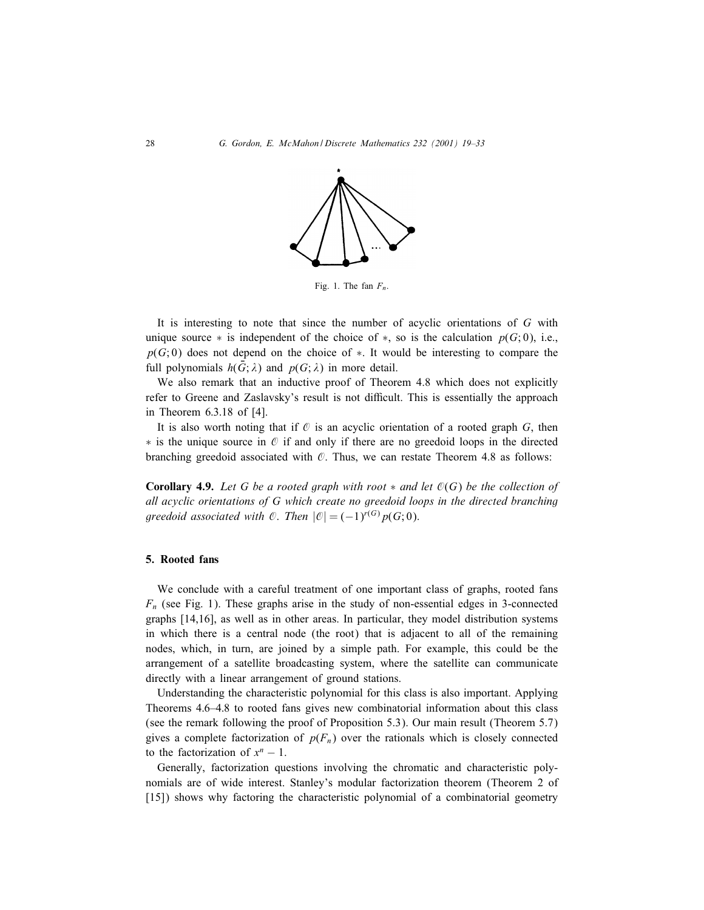Fig. 1. The fan $F_n$.

It is interesting to note that since the number of acyclic orientations of $G$ with unique source $*$ is independent of the choice of $*$, so is the calculation $p(G;0)$, i.e., $p(G;0)$ does not depend on the choice of $*$. It would be interesting to compare the full polynomials $h(\bar{G};\lambda)$ and $p(G;\lambda)$ in more detail.

We also remark that an inductive proof of Theorem 4.8 which does not explicitly refer to Greene and Zaslavsky's result is not difficult. This is essentially the approach in Theorem 6.3.18 of [4].

It is also worth noting that if $\mathcal{O}$ is an acyclic orientation of a rooted graph $G$, then $*$ is the unique source in $\mathcal{O}$ if and only if there are no greedoid loops in the directed branching greedoid associated with $\mathcal{O}$. Thus, we can restate Theorem 4.8 as follows:

**Corollary 4.9.** *Let $G$ be a rooted graph with root $*$ and let $\mathcal{O}(G)$ be the collection of all acyclic orientations of $G$ which create no greedoid loops in the directed branching greedoid associated with $\mathcal{O}$. Then $|\mathcal{O}| = (-1)^{r(G)} p(G;0)$.*

## 5. Rooted fans

We conclude with a careful treatment of one important class of graphs, rooted fans $F_n$ (see Fig. 1). These graphs arise in the study of non-essential edges in 3-connected graphs [14,16], as well as in other areas. In particular, they model distribution systems in which there is a central node (the root) that is adjacent to all of the remaining nodes, which, in turn, are joined by a simple path. For example, this could be the arrangement of a satellite broadcasting system, where the satellite can communicate directly with a linear arrangement of ground stations.

Understanding the characteristic polynomial for this class is also important. Applying Theorems 4.6–4.8 to rooted fans gives new combinatorial information about this class (see the remark following the proof of Proposition 5.3). Our main result (Theorem 5.7) gives a complete factorization of $p(F_n)$ over the rationals which is closely connected to the factorization of $x^n - 1$.

Generally, factorization questions involving the chromatic and characteristic polynomials are of wide interest. Stanley's modular factorization theorem (Theorem 2 of [15]) shows why factoring the characteristic polynomial of a combinatorial geometry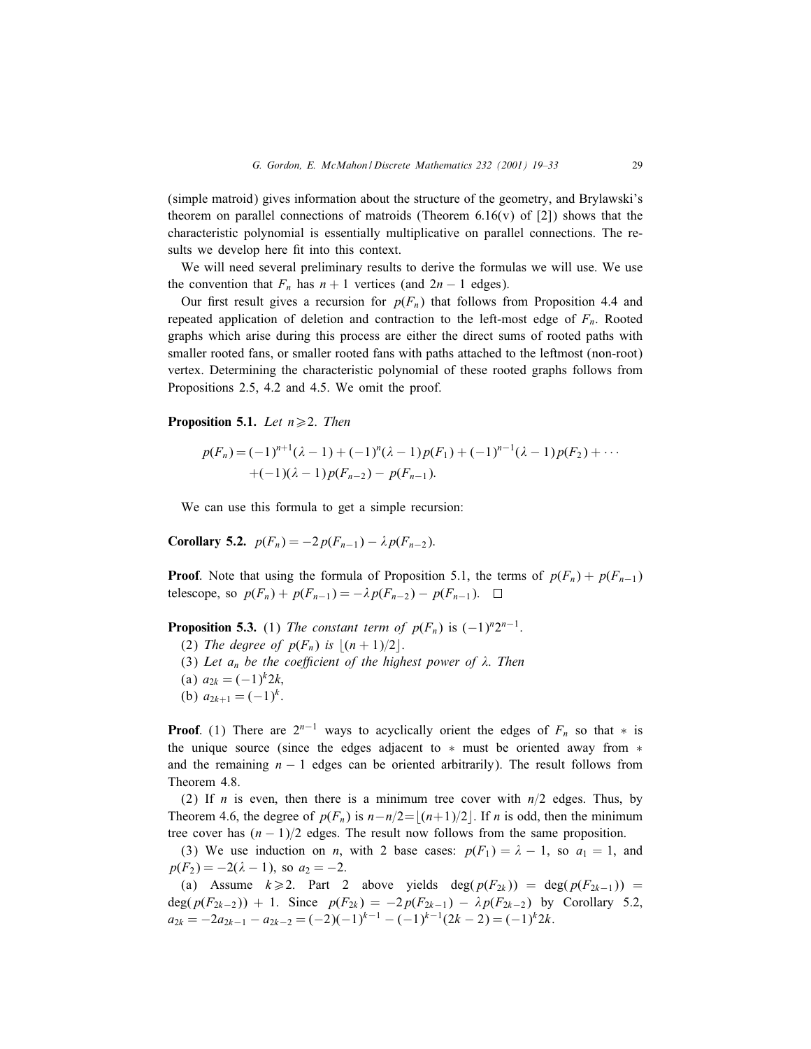(simple matroid) gives information about the structure of the geometry, and Brylawski's theorem on parallel connections of matroids (Theorem 6.16(v) of [2]) shows that the characteristic polynomial is essentially multiplicative on parallel connections. The results we develop here fit into this context.

We will need several preliminary results to derive the formulas we will use. We use the convention that $F_n$ has $n+1$ vertices (and $2n-1$ edges).

Our first result gives a recursion for $p(F_n)$ that follows from Proposition 4.4 and repeated application of deletion and contraction to the left-most edge of $F_n$. Rooted graphs which arise during this process are either the direct sums of rooted paths with smaller rooted fans, or smaller rooted fans with paths attached to the leftmost (non-root) vertex. Determining the characteristic polynomial of these rooted graphs follows from Propositions 2.5, 4.2 and 4.5. We omit the proof.

**Proposition 5.1.** *Let* $n \geqslant 2$. *Then*

$$p(F_n) = (-1)^{n+1}(\lambda - 1) + (-1)^n(\lambda - 1)p(F_1) + (-1)^{n-1}(\lambda - 1)p(F_2) + \cdots$$
$$+(-1)(\lambda - 1)p(F_{n-2}) - p(F_{n-1}).$$

We can use this formula to get a simple recursion:

**Corollary 5.2.** $p(F_n) = -2\,p(F_{n-1}) - \lambda\, p(F_{n-2})$.

**Proof**. Note that using the formula of Proposition 5.1, the terms of $p(F_n) + p(F_{n-1})$ telescope, so $p(F_n) + p(F_{n-1}) = -\lambda p(F_{n-2}) - p(F_{n-1})$. □

**Proposition 5.3.** (1) *The constant term of* $p(F_n)$ *is* $(-1)^n 2^{n-1}$.

(2) *The degree of* $p(F_n)$ *is* $\lfloor (n+1)/2 \rfloor$.

(3) *Let* $a_n$ *be the coefficient of the highest power of* $\lambda$. *Then*

(a) $a_{2k} = (-1)^k 2k$,

(b) $a_{2k+1} = (-1)^k$.

**Proof**. (1) There are $2^{n-1}$ ways to acyclically orient the edges of $F_n$ so that $*$ is the unique source (since the edges adjacent to $*$ must be oriented away from $*$ and the remaining $n-1$ edges can be oriented arbitrarily). The result follows from Theorem 4.8.

(2) If $n$ is even, then there is a minimum tree cover with $n/2$ edges. Thus, by Theorem 4.6, the degree of $p(F_n)$ is $n - n/2 = \lfloor (n+1)/2 \rfloor$. If $n$ is odd, then the minimum tree cover has $(n-1)/2$ edges. The result now follows from the same proposition.

(3) We use induction on $n$, with 2 base cases: $p(F_1) = \lambda - 1$, so $a_1 = 1$, and $p(F_2) = -2(\lambda - 1)$, so $a_2 = -2$.

(a) Assume $k \geqslant 2$. Part 2 above yields $\deg(p(F_{2k})) = \deg(p(F_{2k-1})) = \deg(p(F_{2k-2})) + 1$. Since $p(F_{2k}) = -2\,p(F_{2k-1}) - \lambda p(F_{2k-2})$ by Corollary 5.2, $a_{2k} = -2a_{2k-1} - a_{2k-2} = (-2)(-1)^{k-1} - (-1)^{k-1}(2k-2) = (-1)^k 2k$.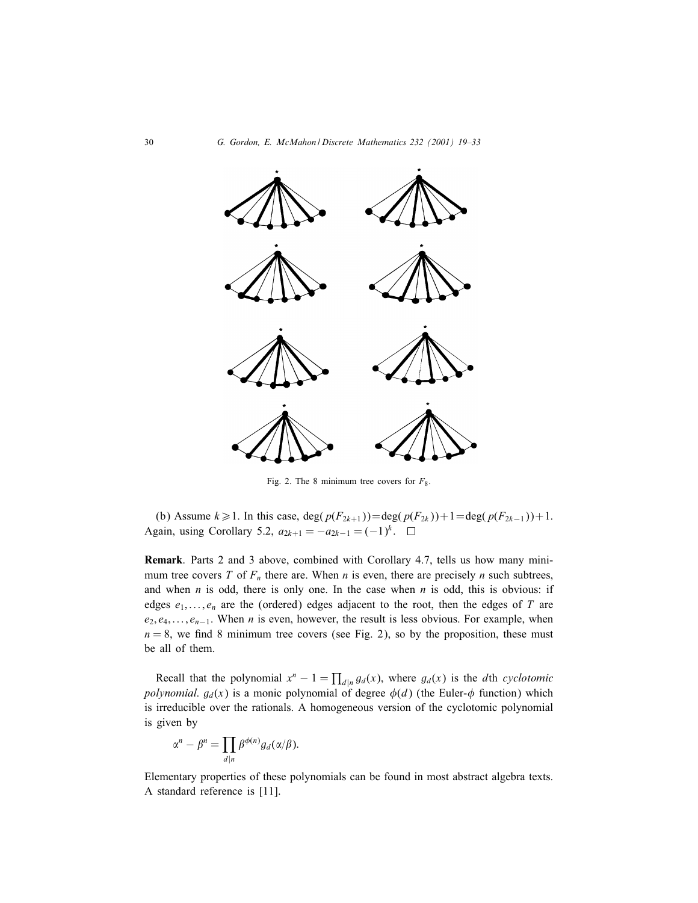Fig. 2. The 8 minimum tree covers for $F_8$.

(b) Assume $k \geqslant 1$. In this case, $\deg(p(F_{2k+1})) = \deg(p(F_{2k})) + 1 = \deg(p(F_{2k-1})) + 1$. Again, using Corollary 5.2, $a_{2k+1} = -a_{2k-1} = (-1)^k$. $\square$

**Remark**. Parts 2 and 3 above, combined with Corollary 4.7, tells us how many minimum tree covers $T$ of $F_n$ there are. When $n$ is even, there are precisely $n$ such subtrees, and when $n$ is odd, there is only one. In the case when $n$ is odd, this is obvious: if edges $e_1, \ldots, e_n$ are the (ordered) edges adjacent to the root, then the edges of $T$ are $e_2, e_4, \ldots, e_{n-1}$. When $n$ is even, however, the result is less obvious. For example, when $n = 8$, we find 8 minimum tree covers (see Fig. 2), so by the proposition, these must be all of them.

Recall that the polynomial $x^n - 1 = \prod_{d|n} g_d(x)$, where $g_d(x)$ is the $d$th *cyclotomic polynomial*. $g_d(x)$ is a monic polynomial of degree $\phi(d)$ (the Euler-$\phi$ function) which is irreducible over the rationals. A homogeneous version of the cyclotomic polynomial is given by

$$\alpha^n - \beta^n = \prod_{d|n} \beta^{\phi(n)} g_d(\alpha/\beta).$$

Elementary properties of these polynomials can be found in most abstract algebra texts. A standard reference is [11].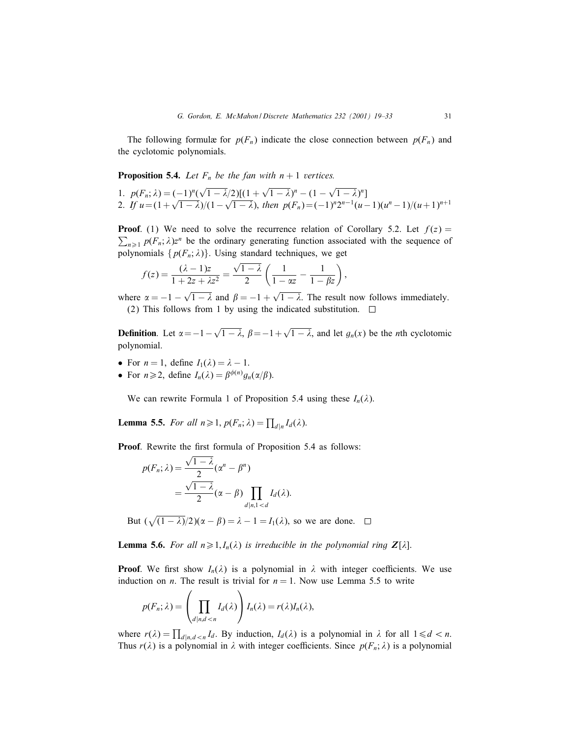The following formulæ for $p(F_n)$ indicate the close connection between $p(F_n)$ and the cyclotomic polynomials.

**Proposition 5.4.** *Let $F_n$ be the fan with $n+1$ vertices.*

1. $p(F_n;\lambda) = (-1)^n(\sqrt{1-\lambda}/2)[(1+\sqrt{1-\lambda})^n - (1-\sqrt{1-\lambda})^n]$
2. *If* $u = (1+\sqrt{1-\lambda})/(1-\sqrt{1-\lambda})$, *then* $p(F_n) = (-1)^n 2^{n-1}(u-1)(u^n-1)/(u+1)^{n+1}$

**Proof**. (1) We need to solve the recurrence relation of Corollary 5.2. Let $f(z) = \sum_{n\geqslant 1} p(F_n;\lambda)z^n$ be the ordinary generating function associated with the sequence of polynomials $\{p(F_n;\lambda)\}$. Using standard techniques, we get

$$f(z) = \frac{(\lambda-1)z}{1+2z+\lambda z^2} = \frac{\sqrt{1-\lambda}}{2}\left(\frac{1}{1-\alpha z} - \frac{1}{1-\beta z}\right),$$

where $\alpha = -1-\sqrt{1-\lambda}$ and $\beta = -1+\sqrt{1-\lambda}$. The result now follows immediately.

(2) This follows from 1 by using the indicated substitution. $\square$

**Definition**. Let $\alpha = -1-\sqrt{1-\lambda}$, $\beta = -1+\sqrt{1-\lambda}$, and let $g_n(x)$ be the $n$th cyclotomic polynomial.

- For $n=1$, define $I_1(\lambda) = \lambda - 1$.
- For $n \geqslant 2$, define $I_n(\lambda) = \beta^{\phi(n)} g_n(\alpha/\beta)$.

We can rewrite Formula 1 of Proposition 5.4 using these $I_n(\lambda)$.

**Lemma 5.5.** *For all $n \geqslant 1$, $p(F_n;\lambda) = \prod_{d|n} I_d(\lambda)$.*

**Proof**. Rewrite the first formula of Proposition 5.4 as follows:

$$\begin{aligned} p(F_n;\lambda) &= \frac{\sqrt{1-\lambda}}{2}(\alpha^n - \beta^n) \\ &= \frac{\sqrt{1-\lambda}}{2}(\alpha-\beta)\prod_{d|n,1<d} I_d(\lambda). \end{aligned}$$

But $(\sqrt{(1-\lambda)}/2)(\alpha-\beta) = \lambda - 1 = I_1(\lambda)$, so we are done. $\square$

**Lemma 5.6.** *For all $n \geqslant 1$, $I_n(\lambda)$ is irreducible in the polynomial ring $\mathbf{Z}[\lambda]$.*

**Proof**. We first show $I_n(\lambda)$ is a polynomial in $\lambda$ with integer coefficients. We use induction on $n$. The result is trivial for $n=1$. Now use Lemma 5.5 to write

$$p(F_n;\lambda) = \left(\prod_{d|n,d<n} I_d(\lambda)\right) I_n(\lambda) = r(\lambda)I_n(\lambda),$$

where $r(\lambda) = \prod_{d|n,d<n} I_d$. By induction, $I_d(\lambda)$ is a polynomial in $\lambda$ for all $1 \leqslant d < n$. Thus $r(\lambda)$ is a polynomial in $\lambda$ with integer coefficients. Since $p(F_n;\lambda)$ is a polynomial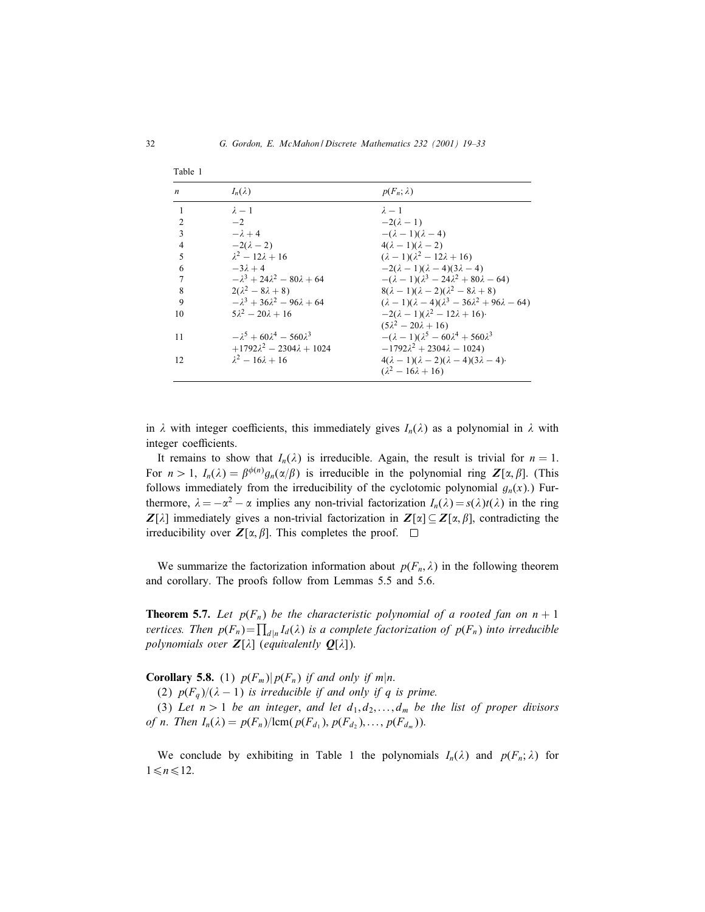Table 1

| $n$ | $I_n(\lambda)$ | $p(F_n;\lambda)$ |
|---|---|---|
| 1 | $\lambda-1$ | $\lambda-1$ |
| 2 | $-2$ | $-2(\lambda-1)$ |
| 3 | $-\lambda+4$ | $-(\lambda-1)(\lambda-4)$ |
| 4 | $-2(\lambda-2)$ | $4(\lambda-1)(\lambda-2)$ |
| 5 | $\lambda^2-12\lambda+16$ | $(\lambda-1)(\lambda^2-12\lambda+16)$ |
| 6 | $-3\lambda+4$ | $-2(\lambda-1)(\lambda-4)(3\lambda-4)$ |
| 7 | $-\lambda^3+24\lambda^2-80\lambda+64$ | $-(\lambda-1)(\lambda^3-24\lambda^2+80\lambda-64)$ |
| 8 | $2(\lambda^2-8\lambda+8)$ | $8(\lambda-1)(\lambda-2)(\lambda^2-8\lambda+8)$ |
| 9 | $-\lambda^3+36\lambda^2-96\lambda+64$ | $(\lambda-1)(\lambda-4)(\lambda^3-36\lambda^2+96\lambda-64)$ |
| 10 | $5\lambda^2-20\lambda+16$ | $-2(\lambda-1)(\lambda^2-12\lambda+16)\cdot(5\lambda^2-20\lambda+16)$ |
| 11 | $-\lambda^5+60\lambda^4-560\lambda^3+1792\lambda^2-2304\lambda+1024$ | $-(\lambda-1)(\lambda^5-60\lambda^4+560\lambda^3-1792\lambda^2+2304\lambda-1024)$ |
| 12 | $\lambda^2-16\lambda+16$ | $4(\lambda-1)(\lambda-2)(\lambda-4)(3\lambda-4)\cdot(\lambda^2-16\lambda+16)$ |

in $\lambda$ with integer coefficients, this immediately gives $I_n(\lambda)$ as a polynomial in $\lambda$ with integer coefficients.

It remains to show that $I_n(\lambda)$ is irreducible. Again, the result is trivial for $n=1$. For $n>1$, $I_n(\lambda)=\beta^{\phi(n)}g_n(\alpha/\beta)$ is irreducible in the polynomial ring $\mathbf{Z}[\alpha,\beta]$. (This follows immediately from the irreducibility of the cyclotomic polynomial $g_n(x)$.) Furthermore, $\lambda=-\alpha^2-\alpha$ implies any non-trivial factorization $I_n(\lambda)=s(\lambda)t(\lambda)$ in the ring $\mathbf{Z}[\lambda]$ immediately gives a non-trivial factorization in $\mathbf{Z}[\alpha]\subseteq\mathbf{Z}[\alpha,\beta]$, contradicting the irreducibility over $\mathbf{Z}[\alpha,\beta]$. This completes the proof. $\square$

We summarize the factorization information about $p(F_n,\lambda)$ in the following theorem and corollary. The proofs follow from Lemmas 5.5 and 5.6.

**Theorem 5.7.** *Let $p(F_n)$ be the characteristic polynomial of a rooted fan on $n+1$ vertices. Then $p(F_n)=\prod_{d|n}I_d(\lambda)$ is a complete factorization of $p(F_n)$ into irreducible polynomials over $\mathbf{Z}[\lambda]$ (equivalently $\mathbf{Q}[\lambda]$).*

**Corollary 5.8.** (1) *$p(F_m)|p(F_n)$ if and only if $m|n$.*

(2) *$p(F_q)/(\lambda-1)$ is irreducible if and only if $q$ is prime.*

(3) *Let $n>1$ be an integer, and let $d_1,d_2,\ldots,d_m$ be the list of proper divisors of $n$. Then $I_n(\lambda)=p(F_n)/\mathrm{lcm}(p(F_{d_1}),p(F_{d_2}),\ldots,p(F_{d_m}))$.*

We conclude by exhibiting in Table 1 the polynomials $I_n(\lambda)$ and $p(F_n;\lambda)$ for $1\leqslant n\leqslant 12$.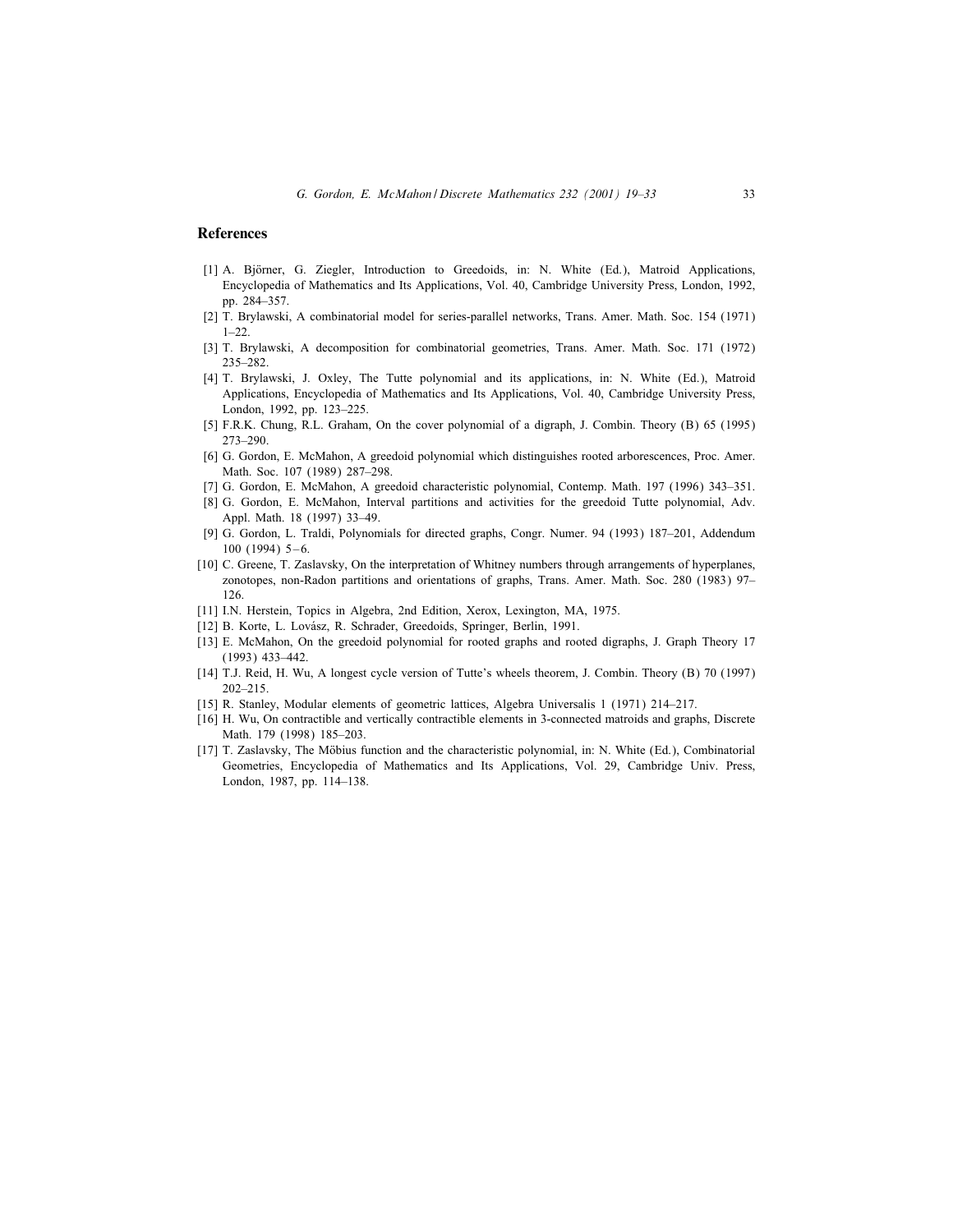## References

[1] A. Björner, G. Ziegler, Introduction to Greedoids, in: N. White (Ed.), Matroid Applications, Encyclopedia of Mathematics and Its Applications, Vol. 40, Cambridge University Press, London, 1992, pp. 284–357.

[2] T. Brylawski, A combinatorial model for series-parallel networks, Trans. Amer. Math. Soc. 154 (1971) 1–22.

[3] T. Brylawski, A decomposition for combinatorial geometries, Trans. Amer. Math. Soc. 171 (1972) 235–282.

[4] T. Brylawski, J. Oxley, The Tutte polynomial and its applications, in: N. White (Ed.), Matroid Applications, Encyclopedia of Mathematics and Its Applications, Vol. 40, Cambridge University Press, London, 1992, pp. 123–225.

[5] F.R.K. Chung, R.L. Graham, On the cover polynomial of a digraph, J. Combin. Theory (B) 65 (1995) 273–290.

[6] G. Gordon, E. McMahon, A greedoid polynomial which distinguishes rooted arborescences, Proc. Amer. Math. Soc. 107 (1989) 287–298.

[7] G. Gordon, E. McMahon, A greedoid characteristic polynomial, Contemp. Math. 197 (1996) 343–351.

[8] G. Gordon, E. McMahon, Interval partitions and activities for the greedoid Tutte polynomial, Adv. Appl. Math. 18 (1997) 33–49.

[9] G. Gordon, L. Traldi, Polynomials for directed graphs, Congr. Numer. 94 (1993) 187–201, Addendum 100 (1994) 5–6.

[10] C. Greene, T. Zaslavsky, On the interpretation of Whitney numbers through arrangements of hyperplanes, zonotopes, non-Radon partitions and orientations of graphs, Trans. Amer. Math. Soc. 280 (1983) 97–126.

[11] I.N. Herstein, Topics in Algebra, 2nd Edition, Xerox, Lexington, MA, 1975.

[12] B. Korte, L. Lovász, R. Schrader, Greedoids, Springer, Berlin, 1991.

[13] E. McMahon, On the greedoid polynomial for rooted graphs and rooted digraphs, J. Graph Theory 17 (1993) 433–442.

[14] T.J. Reid, H. Wu, A longest cycle version of Tutte's wheels theorem, J. Combin. Theory (B) 70 (1997) 202–215.

[15] R. Stanley, Modular elements of geometric lattices, Algebra Universalis 1 (1971) 214–217.

[16] H. Wu, On contractible and vertically contractible elements in 3-connected matroids and graphs, Discrete Math. 179 (1998) 185–203.

[17] T. Zaslavsky, The Möbius function and the characteristic polynomial, in: N. White (Ed.), Combinatorial Geometries, Encyclopedia of Mathematics and Its Applications, Vol. 29, Cambridge Univ. Press, London, 1987, pp. 114–138.